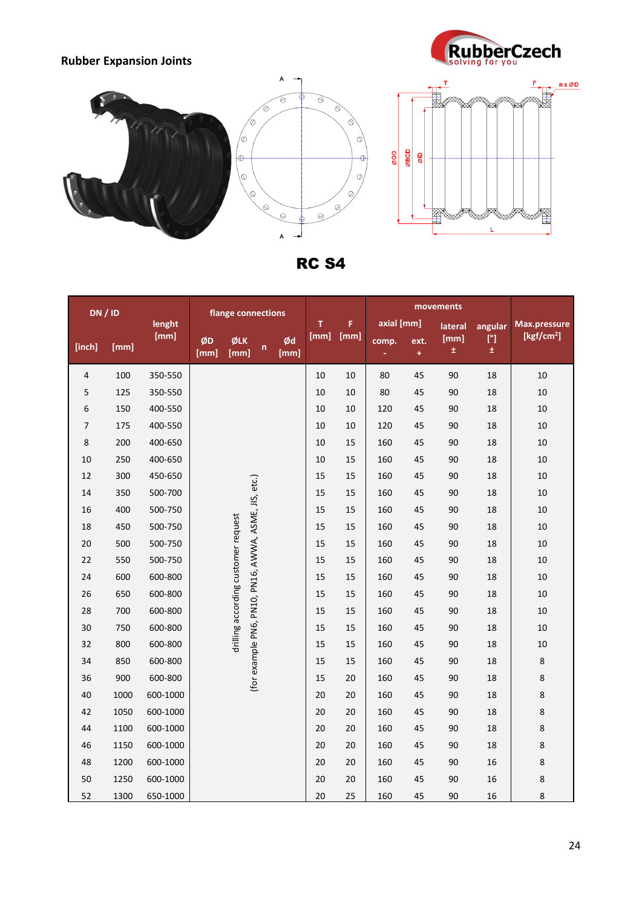## Rubber Expansion Joints

# RC S4

| DN / ID | | lenght [mm] | flange connections | | | | T [mm] | F [mm] | movements | | | | Max.pressure [kgf/cm²] |
|---|---|---|---|---|---|---|---|---|---|---|---|---|---|
| | | | | | | | | | axial [mm] | | lateral [mm] | angular [°] | |
| [inch] | [mm] | | ØD [mm] | ØLK [mm] | n | Ød [mm] | | | comp. - | ext. + | ± | ± | |
| 4 | 100 | 350-550 | drilling according customer request (for example PN6, PN10, PN16, AWWA, ASME, JIS, etc.) | | | | 10 | 10 | 80 | 45 | 90 | 18 | 10 |
| 5 | 125 | 350-550 | | | | | 10 | 10 | 80 | 45 | 90 | 18 | 10 |
| 6 | 150 | 400-550 | | | | | 10 | 10 | 120 | 45 | 90 | 18 | 10 |
| 7 | 175 | 400-550 | | | | | 10 | 10 | 120 | 45 | 90 | 18 | 10 |
| 8 | 200 | 400-650 | | | | | 10 | 15 | 160 | 45 | 90 | 18 | 10 |
| 10 | 250 | 400-650 | | | | | 10 | 15 | 160 | 45 | 90 | 18 | 10 |
| 12 | 300 | 450-650 | | | | | 15 | 15 | 160 | 45 | 90 | 18 | 10 |
| 14 | 350 | 500-700 | | | | | 15 | 15 | 160 | 45 | 90 | 18 | 10 |
| 16 | 400 | 500-750 | | | | | 15 | 15 | 160 | 45 | 90 | 18 | 10 |
| 18 | 450 | 500-750 | | | | | 15 | 15 | 160 | 45 | 90 | 18 | 10 |
| 20 | 500 | 500-750 | | | | | 15 | 15 | 160 | 45 | 90 | 18 | 10 |
| 22 | 550 | 500-750 | | | | | 15 | 15 | 160 | 45 | 90 | 18 | 10 |
| 24 | 600 | 600-800 | | | | | 15 | 15 | 160 | 45 | 90 | 18 | 10 |
| 26 | 650 | 600-800 | | | | | 15 | 15 | 160 | 45 | 90 | 18 | 10 |
| 28 | 700 | 600-800 | | | | | 15 | 15 | 160 | 45 | 90 | 18 | 10 |
| 30 | 750 | 600-800 | | | | | 15 | 15 | 160 | 45 | 90 | 18 | 10 |
| 32 | 800 | 600-800 | | | | | 15 | 15 | 160 | 45 | 90 | 18 | 10 |
| 34 | 850 | 600-800 | | | | | 15 | 15 | 160 | 45 | 90 | 18 | 8 |
| 36 | 900 | 600-800 | | | | | 15 | 20 | 160 | 45 | 90 | 18 | 8 |
| 40 | 1000 | 600-1000 | | | | | 20 | 20 | 160 | 45 | 90 | 18 | 8 |
| 42 | 1050 | 600-1000 | | | | | 20 | 20 | 160 | 45 | 90 | 18 | 8 |
| 44 | 1100 | 600-1000 | | | | | 20 | 20 | 160 | 45 | 90 | 18 | 8 |
| 46 | 1150 | 600-1000 | | | | | 20 | 20 | 160 | 45 | 90 | 18 | 8 |
| 48 | 1200 | 600-1000 | | | | | 20 | 20 | 160 | 45 | 90 | 16 | 8 |
| 50 | 1250 | 600-1000 | | | | | 20 | 20 | 160 | 45 | 90 | 16 | 8 |
| 52 | 1300 | 650-1000 | | | | | 20 | 25 | 160 | 45 | 90 | 16 | 8 |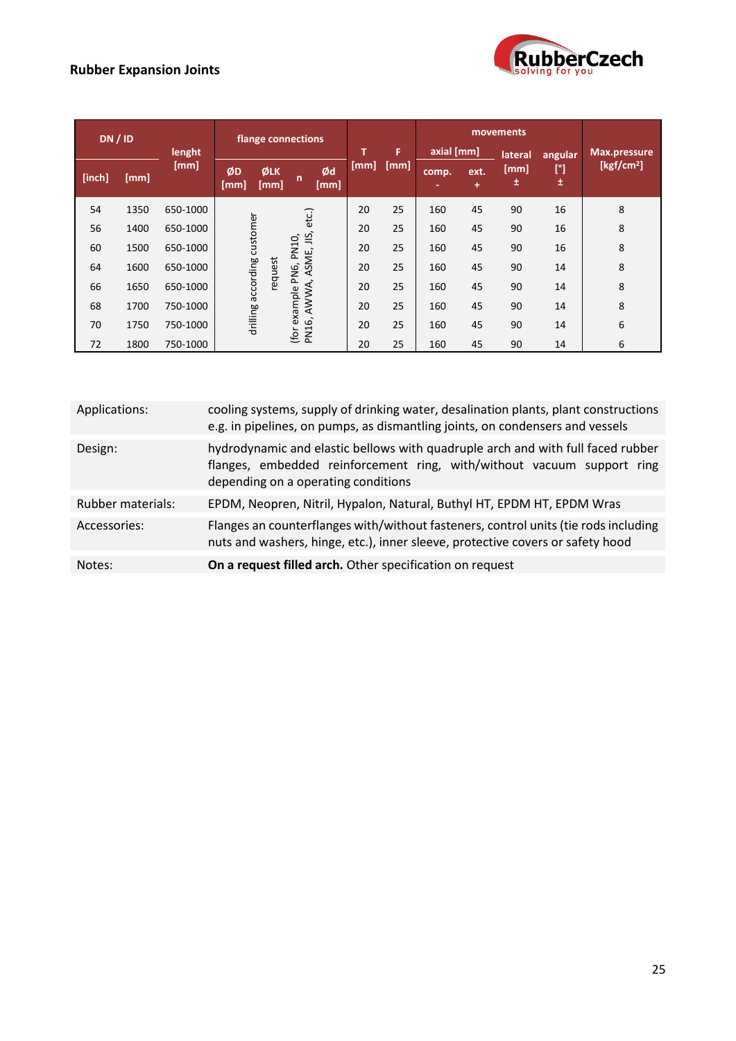## Rubber Expansion Joints

| DN / ID | | lenght [mm] | flange connections | | | | T [mm] | F [mm] | movements | | | | Max.pressure [kgf/cm²] |
|---|---|---|---|---|---|---|---|---|---|---|---|---|---|
| | | | | | | | | | axial [mm] | | lateral [mm] | angular [°] | |
| [inch] | [mm] | | ØD [mm] | ØLK [mm] | n | Ød [mm] | | | comp. - | ext. + | ± | ± | |
| 54 | 1350 | 650-1000 | drilling according customer request (for example PN6, PN10, PN16, AWWA, ASME, JIS, etc.) | | | | 20 | 25 | 160 | 45 | 90 | 16 | 8 |
| 56 | 1400 | 650-1000 | | | | | 20 | 25 | 160 | 45 | 90 | 16 | 8 |
| 60 | 1500 | 650-1000 | | | | | 20 | 25 | 160 | 45 | 90 | 16 | 8 |
| 64 | 1600 | 650-1000 | | | | | 20 | 25 | 160 | 45 | 90 | 14 | 8 |
| 66 | 1650 | 650-1000 | | | | | 20 | 25 | 160 | 45 | 90 | 14 | 8 |
| 68 | 1700 | 750-1000 | | | | | 20 | 25 | 160 | 45 | 90 | 14 | 8 |
| 70 | 1750 | 750-1000 | | | | | 20 | 25 | 160 | 45 | 90 | 14 | 6 |
| 72 | 1800 | 750-1000 | | | | | 20 | 25 | 160 | 45 | 90 | 14 | 6 |

| | |
|---|---|
| Applications: | cooling systems, supply of drinking water, desalination plants, plant constructions e.g. in pipelines, on pumps, as dismantling joints, on condensers and vessels |
| Design: | hydrodynamic and elastic bellows with quadruple arch and with full faced rubber flanges, embedded reinforcement ring, with/without vacuum support ring depending on a operating conditions |
| Rubber materials: | EPDM, Neopren, Nitril, Hypalon, Natural, Buthyl HT, EPDM HT, EPDM Wras |
| Accessories: | Flanges an counterflanges with/without fasteners, control units (tie rods including nuts and washers, hinge, etc.), inner sleeve, protective covers or safety hood |
| Notes: | **On a request filled arch.** Other specification on request |